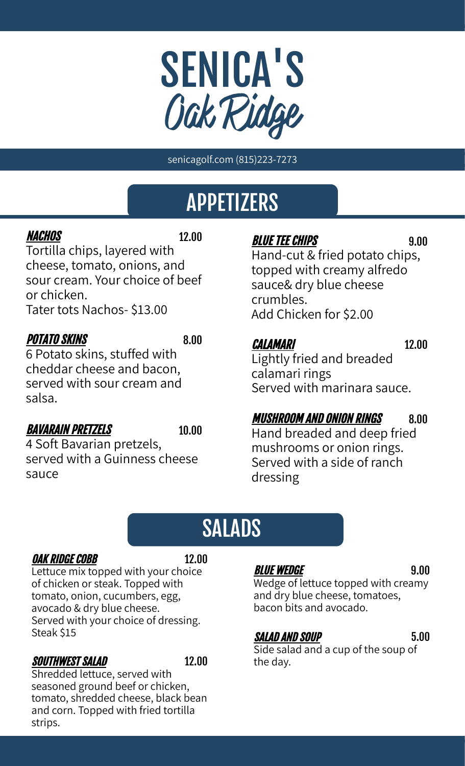# SENICA'S
## Oak Ridge

senicagolf.com (815)223-7273

## APPETIZERS

### ***NACHOS*** 12.00
Tortilla chips, layered with cheese, tomato, onions, and sour cream. Your choice of beef or chicken.
Tater tots Nachos- $13.00

### ***POTATO SKINS*** 8.00
6 Potato skins, stuffed with cheddar cheese and bacon, served with sour cream and salsa.

### ***BAVARAIN PRETZELS*** 10.00
4 Soft Bavarian pretzels, served with a Guinness cheese sauce

### ***BLUE TEE CHIPS*** 9.00
Hand-cut & fried potato chips, topped with creamy alfredo sauce& dry blue cheese crumbles.
Add Chicken for $2.00

### ***CALAMARI*** 12.00
Lightly fried and breaded calamari rings
Served with marinara sauce.

### ***MUSHROOM AND ONION RINGS*** 8.00
Hand breaded and deep fried mushrooms or onion rings. Served with a side of ranch dressing

## SALADS

### ***OAK RIDGE COBB*** 12.00
Lettuce mix topped with your choice of chicken or steak. Topped with tomato, onion, cucumbers, egg, avocado & dry blue cheese.
Served with your choice of dressing.
Steak $15

### ***SOUTHWEST SALAD*** 12.00
Shredded lettuce, served with seasoned ground beef or chicken, tomato, shredded cheese, black bean and corn. Topped with fried tortilla strips.

### ***BLUE WEDGE*** 9.00
Wedge of lettuce topped with creamy and dry blue cheese, tomatoes, bacon bits and avocado.

### ***SALAD AND SOUP*** 5.00
Side salad and a cup of the soup of the day.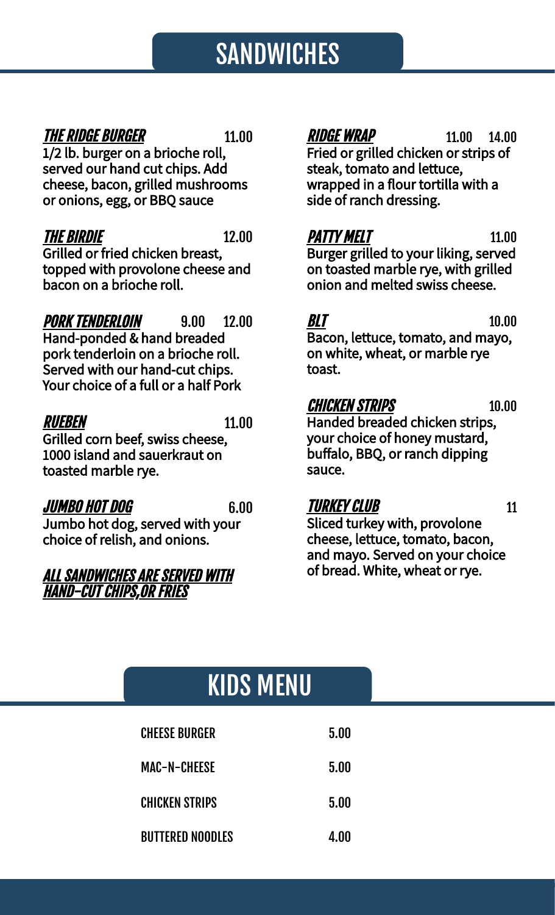# SANDWICHES

***THE RIDGE BURGER*** 11.00

1/2 lb. burger on a brioche roll, served our hand cut chips. Add cheese, bacon, grilled mushrooms or onions, egg, or BBQ sauce

***THE BIRDIE*** 12.00

Grilled or fried chicken breast, topped with provolone cheese and bacon on a brioche roll.

***PORK TENDERLOIN*** 9.00 12.00

Hand-ponded & hand breaded pork tenderloin on a brioche roll. Served with our hand-cut chips. Your choice of a full or a half Pork

***RUEBEN*** 11.00

Grilled corn beef, swiss cheese, 1000 island and sauerkraut on toasted marble rye.

***JUMBO HOT DOG*** 6.00

Jumbo hot dog, served with your choice of relish, and onions.

***ALL SANDWICHES ARE SERVED WITH HAND-CUT CHIPS,OR FRIES***

***RIDGE WRAP*** 11.00 14.00

Fried or grilled chicken or strips of steak, tomato and lettuce, wrapped in a flour tortilla with a side of ranch dressing.

***PATTY MELT*** 11.00

Burger grilled to your liking, served on toasted marble rye, with grilled onion and melted swiss cheese.

***BLT*** 10.00

Bacon, lettuce, tomato, and mayo, on white, wheat, or marble rye toast.

***CHICKEN STRIPS*** 10.00

Handed breaded chicken strips, your choice of honey mustard, buffalo, BBQ, or ranch dipping sauce.

***TURKEY CLUB*** 11

Sliced turkey with, provolone cheese, lettuce, tomato, bacon, and mayo. Served on your choice of bread. White, wheat or rye.

# KIDS MENU

| | |
|---|---|
| CHEESE BURGER | 5.00 |
| MAC-N-CHEESE | 5.00 |
| CHICKEN STRIPS | 5.00 |
| BUTTERED NOODLES | 4.00 |